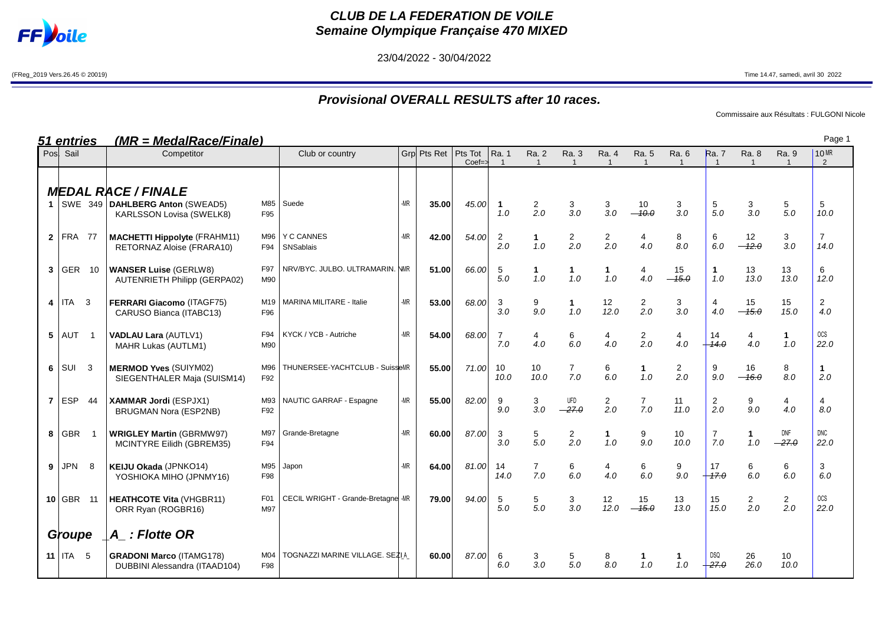# CLUB DE LA FEDERATION DE VOILE
## Semaine Olympique Française 470 MIXED

23/04/2022 - 30/04/2022

(FReg_2019 Vers.26.45 © 20019)

Time 14.47, samedi, avril 30 2022

## Provisional OVERALL RESULTS after 10 races.

Commissaire aux Résultats : FULGONI Nicole

### 51 entries (MR = MedalRace/Finale)

| Pos. | Sail | Competitor | | Club or country | Grp | Pts Ret | Pts Tot Coef=> | Ra. 1 1 | Ra. 2 1 | Ra. 3 1 | Ra. 4 1 | Ra. 5 1 | Ra. 6 1 | Ra. 7 1 | Ra. 8 1 | Ra. 9 1 | 10 MR 2 |
|---|---|---|---|---|---|---|---|---|---|---|---|---|---|---|---|---|---|
| | | **MEDAL RACE / FINALE** | | | | | | | | | | | | | | | |
| **1** | SWE 349 | **DAHLBERG Anton** (SWEAD5) KARLSSON Lovisa (SWELK8) | M85 F95 | Suede | -MR | **35.00** | *45.00* | **1** 1.0 | 2 2.0 | 3 3.0 | 3 3.0 | 10 ~~10.0~~ | 3 3.0 | 5 5.0 | 3 3.0 | 5 5.0 | 5 10.0 |
| **2** | FRA 77 | **MACHETTI Hippolyte** (FRAHM11) RETORNAZ Aloise (FRARA10) | M96 F94 | Y C CANNES SNSablais | -MR | **42.00** | *54.00* | 2 2.0 | **1** 1.0 | 2 2.0 | 2 2.0 | 4 4.0 | 8 8.0 | 6 6.0 | 12 ~~12.0~~ | 3 3.0 | 7 14.0 |
| **3** | GER 10 | **WANSER Luise** (GERLW8) AUTENRIETH Philipp (GERPA02) | F97 M90 | NRV/BYC. JULBO. ULTRAMARIN. | -MR | **51.00** | *66.00* | 5 5.0 | **1** 1.0 | **1** 1.0 | **1** 1.0 | 4 4.0 | 15 ~~15.0~~ | **1** 1.0 | 13 13.0 | 13 13.0 | 6 12.0 |
| **4** | ITA 3 | **FERRARI Giacomo** (ITAGF75) CARUSO Bianca (ITABC13) | M19 F96 | MARINA MILITARE - Italie | -MR | **53.00** | *68.00* | 3 3.0 | 9 9.0 | **1** 1.0 | 12 12.0 | 2 2.0 | 3 3.0 | 4 4.0 | 15 ~~15.0~~ | 15 15.0 | 2 4.0 |
| **5** | AUT 1 | **VADLAU Lara** (AUTLV1) MAHR Lukas (AUTLM1) | F94 M90 | KYCK / YCB - Autriche | -MR | **54.00** | *68.00* | 7 7.0 | 4 4.0 | 6 6.0 | 4 4.0 | 2 2.0 | 4 4.0 | 14 ~~14.0~~ | 4 4.0 | **1** 1.0 | OCS 22.0 |
| **6** | SUI 3 | **MERMOD Yves** (SUIYM02) SIEGENTHALER Maja (SUISM14) | M96 F92 | THUNERSEE-YACHTCLUB - Suisse | -MR | **55.00** | *71.00* | 10 10.0 | 10 10.0 | 7 7.0 | 6 6.0 | **1** 1.0 | 2 2.0 | 9 9.0 | 16 ~~16.0~~ | 8 8.0 | **1** 2.0 |
| **7** | ESP 44 | **XAMMAR Jordi** (ESPJX1) BRUGMAN Nora (ESP2NB) | M93 F92 | NAUTIC GARRAF - Espagne | -MR | **55.00** | *82.00* | 9 9.0 | 3 3.0 | UFD ~~27.0~~ | 2 2.0 | 7 7.0 | 11 11.0 | 2 2.0 | 9 9.0 | 4 4.0 | 4 8.0 |
| **8** | GBR 1 | **WRIGLEY Martin** (GBRMW97) MCINTYRE Eilidh (GBREM35) | M97 F94 | Grande-Bretagne | -MR | **60.00** | *87.00* | 3 3.0 | 5 5.0 | 2 2.0 | **1** 1.0 | 9 9.0 | 10 10.0 | 7 7.0 | **1** 1.0 | DNF ~~27.0~~ | DNC 22.0 |
| **9** | JPN 8 | **KEIJU Okada** (JPNKO14) YOSHIOKA MIHO (JPNMY16) | M95 F98 | Japon | -MR | **64.00** | *81.00* | 14 14.0 | 7 7.0 | 6 6.0 | 4 4.0 | 6 6.0 | 9 9.0 | 17 ~~17.0~~ | 6 6.0 | 6 6.0 | 3 6.0 |
| **10** | GBR 11 | **HEATHCOTE Vita** (VHGBR11) ORR Ryan (ROGBR16) | F01 M97 | CECIL WRIGHT - Grande-Bretagne | -MR | **79.00** | *94.00* | 5 5.0 | 5 5.0 | 3 3.0 | 12 12.0 | 15 ~~15.0~~ | 13 13.0 | 15 15.0 | 2 2.0 | 2 2.0 | OCS 22.0 |
| | **Groupe** | **_A_ : Flotte OR** | | | | | | | | | | | | | | | |
| **11** | ITA 5 | **GRADONI Marco** (ITAMG178) DUBBINI Alessandra (ITAAD104) | M04 F98 | TOGNAZZI MARINE VILLAGE. SEZI | A_ | **60.00** | *87.00* | 6 6.0 | 3 3.0 | 5 5.0 | 8 8.0 | **1** 1.0 | **1** 1.0 | DSQ ~~27.0~~ | 26 26.0 | 10 10.0 | |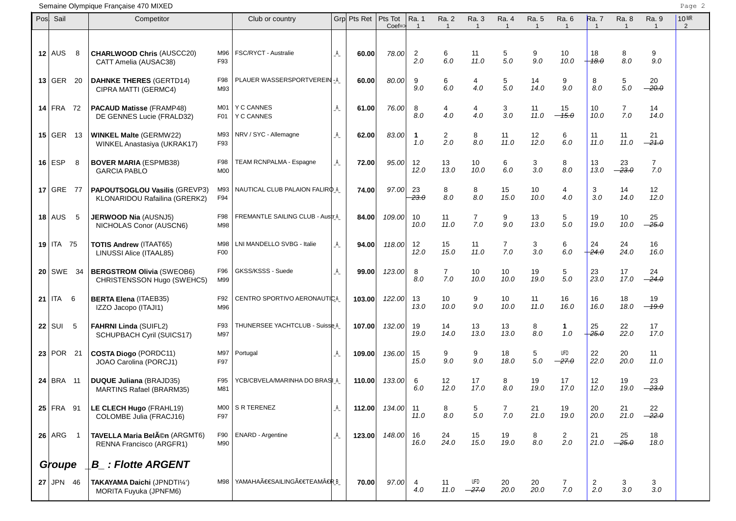Semaine Olympique Française 470 MIXED

| Pos | Sail | Competitor | | Club or country | Grp | Pts Ret | Pts Tot Coef=> | Ra. 1 1 | Ra. 2 1 | Ra. 3 1 | Ra. 4 1 | Ra. 5 1 | Ra. 6 1 | Ra. 7 1 | Ra. 8 1 | Ra. 9 1 | 10 MR 2 |
|---|---|---|---|---|---|---|---|---|---|---|---|---|---|---|---|---|---|
| 12 | AUS 8 | **CHARLWOOD Chris** (AUSCC20) CATT Amelia (AUSAC38) | M96 F93 | FSC/RYCT - Australie | _A_ | **60.00** | *78.00* | 2 *2.0* | 6 *6.0* | 11 *11.0* | 5 *5.0* | 9 *9.0* | 10 *10.0* | 18 ~~*18.0*~~ | 8 *8.0* | 9 *9.0* | |
| 13 | GER 20 | **DAHNKE THERES** (GERTD14) CIPRA MATTI (GERMC4) | F98 M93 | PLAUER WASSERSPORTVEREIN | _A_ | **60.00** | *80.00* | 9 *9.0* | 6 *6.0* | 4 *4.0* | 5 *5.0* | 14 *14.0* | 9 *9.0* | 8 *8.0* | 5 *5.0* | 20 ~~*20.0*~~ | |
| 14 | FRA 72 | **PACAUD Matisse** (FRAMP48) DE GENNES Lucie (FRALD32) | M01 F01 | Y C CANNES Y C CANNES | _A_ | **61.00** | *76.00* | 8 *8.0* | 4 *4.0* | 4 *4.0* | 3 *3.0* | 11 *11.0* | 15 ~~*15.0*~~ | 10 *10.0* | 7 *7.0* | 14 *14.0* | |
| 15 | GER 13 | **WINKEL Malte** (GERMW22) WINKEL Anastasiya (UKRAK17) | M93 F93 | NRV / SYC - Allemagne | _A_ | **62.00** | *83.00* | **1** *1.0* | 2 *2.0* | 8 *8.0* | 11 *11.0* | 12 *12.0* | 6 *6.0* | 11 *11.0* | 11 *11.0* | 21 ~~*21.0*~~ | |
| 16 | ESP 8 | **BOVER MARIA** (ESPMB38) GARCIA PABLO | F98 M00 | TEAM RCNPALMA - Espagne | _A_ | **72.00** | *95.00* | 12 *12.0* | 13 *13.0* | 10 *10.0* | 6 *6.0* | 3 *3.0* | 8 *8.0* | 13 *13.0* | 23 ~~*23.0*~~ | 7 *7.0* | |
| 17 | GRE 77 | **PAPOUTSOGLOU Vasilis** (GREVP3) KLONARIDOU Rafailina (GRERK2) | M93 F94 | NAUTICAL CLUB PALAION FALIRO | _A_ | **74.00** | *97.00* | 23 ~~*23.0*~~ | 8 *8.0* | 8 *8.0* | 15 *15.0* | 10 *10.0* | 4 *4.0* | 3 *3.0* | 14 *14.0* | 12 *12.0* | |
| 18 | AUS 5 | **JERWOOD Nia** (AUSNJ5) NICHOLAS Conor (AUSCN6) | F98 M98 | FREMANTLE SAILING CLUB - Austr | _A_ | **84.00** | *109.00* | 10 *10.0* | 11 *11.0* | 7 *7.0* | 9 *9.0* | 13 *13.0* | 5 *5.0* | 19 *19.0* | 10 *10.0* | 25 ~~*25.0*~~ | |
| 19 | ITA 75 | **TOTIS Andrew** (ITAAT65) LINUSSI Alice (ITAAL85) | M98 F00 | LNI MANDELLO SVBG - Italie | _A_ | **94.00** | *118.00* | 12 *12.0* | 15 *15.0* | 11 *11.0* | 7 *7.0* | 3 *3.0* | 6 *6.0* | 24 ~~*24.0*~~ | 24 *24.0* | 16 *16.0* | |
| 20 | SWE 34 | **BERGSTROM Olivia** (SWEOB6) CHRISTENSSON Hugo (SWEHC5) | F96 M99 | GKSS/KSSS - Suede | _A_ | **99.00** | *123.00* | 8 *8.0* | 7 *7.0* | 10 *10.0* | 10 *10.0* | 19 *19.0* | 5 *5.0* | 23 *23.0* | 17 *17.0* | 24 ~~*24.0*~~ | |
| 21 | ITA 6 | **BERTA Elena** (ITAEB35) IZZO Jacopo (ITAJI1) | F92 M96 | CENTRO SPORTIVO AERONAUTICA | _A_ | **103.00** | *122.00* | 13 *13.0* | 10 *10.0* | 9 *9.0* | 10 *10.0* | 11 *11.0* | 16 *16.0* | 16 *16.0* | 18 *18.0* | 19 ~~*19.0*~~ | |
| 22 | SUI 5 | **FAHRNI Linda** (SUIFL2) SCHUPBACH Cyril (SUICS17) | F93 M97 | THUNERSEE YACHTCLUB - Suisse | _A_ | **107.00** | *132.00* | 19 *19.0* | 14 *14.0* | 13 *13.0* | 13 *13.0* | 8 *8.0* | **1** *1.0* | 25 ~~*25.0*~~ | 22 *22.0* | 17 *17.0* | |
| 23 | POR 21 | **COSTA Diogo** (PORDC11) JOAO Carolina (PORCJ1) | M97 F97 | Portugal | _A_ | **109.00** | *136.00* | 15 *15.0* | 9 *9.0* | 9 *9.0* | 18 *18.0* | 5 *5.0* | UFD ~~*27.0*~~ | 22 *22.0* | 20 *20.0* | 11 *11.0* | |
| 24 | BRA 11 | **DUQUE Juliana** (BRAJD35) MARTINS Rafael (BRARM35) | F95 M81 | YCB/CBVELA/MARINHA DO BRASI | _A_ | **110.00** | *133.00* | 6 *6.0* | 12 *12.0* | 17 *17.0* | 8 *8.0* | 19 *19.0* | 17 *17.0* | 12 *12.0* | 19 *19.0* | 23 ~~*23.0*~~ | |
| 25 | FRA 91 | **LE CLECH Hugo** (FRAHL19) COLOMBE Julia (FRACJ16) | M00 F97 | S R TERENEZ | _A_ | **112.00** | *134.00* | 11 *11.0* | 8 *8.0* | 5 *5.0* | 7 *7.0* | 21 *21.0* | 19 *19.0* | 20 *20.0* | 21 *21.0* | 22 ~~*22.0*~~ | |
| 26 | ARG 1 | **TAVELLA Maria BelÃ©n** (ARGMT6) RENNA Francisco (ARGFR1) | F90 M90 | ENARD - Argentine | _A_ | **123.00** | *148.00* | 16 *16.0* | 24 *24.0* | 15 *15.0* | 19 *19.0* | 8 *8.0* | 2 *2.0* | 21 *21.0* | 25 ~~*25.0*~~ | 18 *18.0* | |
| ***Groupe*** | | ***_B_ : Flotte ARGENT*** | | | | | | | | | | | | | | | |
| 27 | JPN 46 | **TAKAYAMA Daichi** (JPNDTI¼') MORITA Fuyuka (JPNFM6) | M98 | YAMAHAÃ€€SAILINGÃ€€TEAMÂ€R | _B_ | **70.00** | *97.00* | 4 *4.0* | 11 *11.0* | UFD ~~*27.0*~~ | 20 *20.0* | 20 *20.0* | 7 *7.0* | 2 *2.0* | 3 *3.0* | 3 *3.0* | |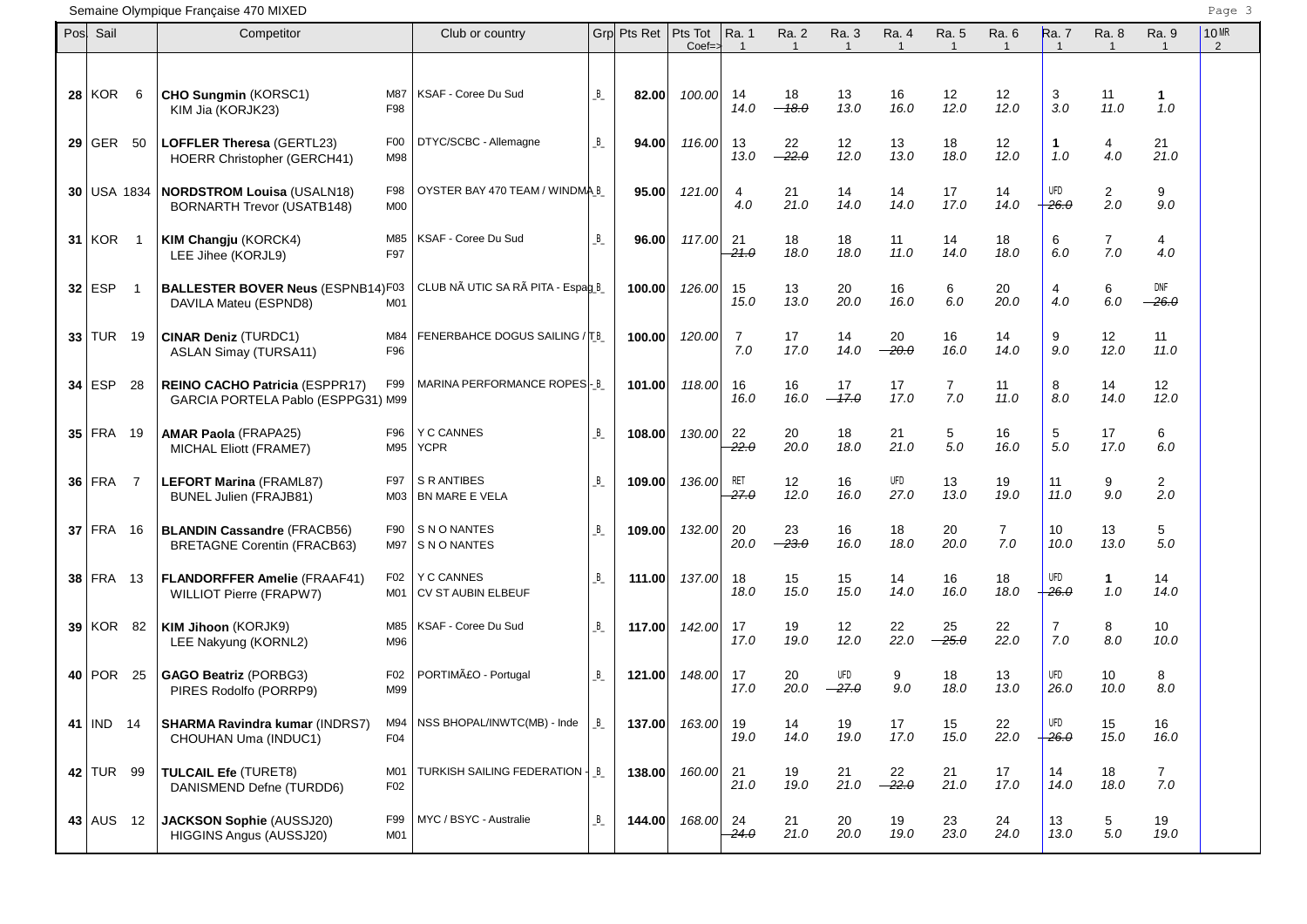Semaine Olympique Française 470 MIXED

| Pos | Sail | Competitor | | Club or country | Grp | Pts Ret | Pts Tot Coef=> | Ra. 1 1 | Ra. 2 1 | Ra. 3 1 | Ra. 4 1 | Ra. 5 1 | Ra. 6 1 | Ra. 7 1 | Ra. 8 1 | Ra. 9 1 | 10 MR 2 |
|---|---|---|---|---|---|---|---|---|---|---|---|---|---|---|---|---|---|
| 28 | KOR 6 | **CHO Sungmin** (KORSC1)<br>KIM Jia (KORJK23) | M87<br>F98 | KSAF - Coree Du Sud | _B_ | **82.00** | *100.00* | 14<br>*14.0* | 18<br>~~*18.0*~~ | 13<br>*13.0* | 16<br>*16.0* | 12<br>*12.0* | 12<br>*12.0* | 3<br>*3.0* | 11<br>*11.0* | **1**<br>*1.0* | |
| 29 | GER 50 | **LOFFLER Theresa** (GERTL23)<br>HOERR Christopher (GERCH41) | F00<br>M98 | DTYC/SCBC - Allemagne | _B_ | **94.00** | *116.00* | 13<br>*13.0* | 22<br>~~*22.0*~~ | 12<br>*12.0* | 13<br>*13.0* | 18<br>*18.0* | 12<br>*12.0* | **1**<br>*1.0* | 4<br>*4.0* | 21<br>*21.0* | |
| 30 | USA 1834 | **NORDSTROM Louisa** (USALN18)<br>BORNARTH Trevor (USATB148) | F98<br>M00 | OYSTER BAY 470 TEAM / WINDMA | _B_ | **95.00** | *121.00* | 4<br>*4.0* | 21<br>*21.0* | 14<br>*14.0* | 14<br>*14.0* | 17<br>*17.0* | 14<br>*14.0* | UFD<br>~~*26.0*~~ | 2<br>*2.0* | 9<br>*9.0* | |
| 31 | KOR 1 | **KIM Changju** (KORCK4)<br>LEE Jihee (KORJL9) | M85<br>F97 | KSAF - Coree Du Sud | _B_ | **96.00** | *117.00* | 21<br>~~*21.0*~~ | 18<br>*18.0* | 18<br>*18.0* | 11<br>*11.0* | 14<br>*14.0* | 18<br>*18.0* | 6<br>*6.0* | 7<br>*7.0* | 4<br>*4.0* | |
| 32 | ESP 1 | **BALLESTER BOVER Neus** (ESPNB14)<br>DAVILA Mateu (ESPND8) | F03<br>M01 | CLUB NÃ UTIC SA RÃ PITA - Espag | _B_ | **100.00** | *126.00* | 15<br>*15.0* | 13<br>*13.0* | 20<br>*20.0* | 16<br>*16.0* | 6<br>*6.0* | 20<br>*20.0* | 4<br>*4.0* | 6<br>*6.0* | DNF<br>~~*26.0*~~ | |
| 33 | TUR 19 | **CINAR Deniz** (TURDC1)<br>ASLAN Simay (TURSA11) | M84<br>F96 | FENERBAHCE DOGUS SAILING / T | _B_ | **100.00** | *120.00* | 7<br>*7.0* | 17<br>*17.0* | 14<br>*14.0* | 20<br>~~*20.0*~~ | 16<br>*16.0* | 14<br>*14.0* | 9<br>*9.0* | 12<br>*12.0* | 11<br>*11.0* | |
| 34 | ESP 28 | **REINO CACHO Patricia** (ESPPR17)<br>GARCIA PORTELA Pablo (ESPPG31) | F99<br>M99 | MARINA PERFORMANCE ROPES - | _B_ | **101.00** | *118.00* | 16<br>*16.0* | 16<br>*16.0* | 17<br>~~*17.0*~~ | 17<br>*17.0* | 7<br>*7.0* | 11<br>*11.0* | 8<br>*8.0* | 14<br>*14.0* | 12<br>*12.0* | |
| 35 | FRA 19 | **AMAR Paola** (FRAPA25)<br>MICHAL Eliott (FRAME7) | F96<br>M95 | Y C CANNES<br>YCPR | _B_ | **108.00** | *130.00* | 22<br>~~*22.0*~~ | 20<br>*20.0* | 18<br>*18.0* | 21<br>*21.0* | 5<br>*5.0* | 16<br>*16.0* | 5<br>*5.0* | 17<br>*17.0* | 6<br>*6.0* | |
| 36 | FRA 7 | **LEFORT Marina** (FRAML87)<br>BUNEL Julien (FRAJB81) | F97<br>M03 | S R ANTIBES<br>BN MARE E VELA | _B_ | **109.00** | *136.00* | RET<br>~~*27.0*~~ | 12<br>*12.0* | 16<br>*16.0* | UFD<br>*27.0* | 13<br>*13.0* | 19<br>*19.0* | 11<br>*11.0* | 9<br>*9.0* | 2<br>*2.0* | |
| 37 | FRA 16 | **BLANDIN Cassandre** (FRACB56)<br>BRETAGNE Corentin (FRACB63) | F90<br>M97 | S N O NANTES<br>S N O NANTES | _B_ | **109.00** | *132.00* | 20<br>*20.0* | 23<br>~~*23.0*~~ | 16<br>*16.0* | 18<br>*18.0* | 20<br>*20.0* | 7<br>*7.0* | 10<br>*10.0* | 13<br>*13.0* | 5<br>*5.0* | |
| 38 | FRA 13 | **FLANDORFFER Amelie** (FRAAF41)<br>WILLIOT Pierre (FRAPW7) | F02<br>M01 | Y C CANNES<br>CV ST AUBIN ELBEUF | _B_ | **111.00** | *137.00* | 18<br>*18.0* | 15<br>*15.0* | 15<br>*15.0* | 14<br>*14.0* | 16<br>*16.0* | 18<br>*18.0* | UFD<br>~~*26.0*~~ | **1**<br>*1.0* | 14<br>*14.0* | |
| 39 | KOR 82 | **KIM Jihoon** (KORJK9)<br>LEE Nakyung (KORNL2) | M85<br>M96 | KSAF - Coree Du Sud | _B_ | **117.00** | *142.00* | 17<br>*17.0* | 19<br>*19.0* | 12<br>*12.0* | 22<br>*22.0* | 25<br>~~*25.0*~~ | 22<br>*22.0* | 7<br>*7.0* | 8<br>*8.0* | 10<br>*10.0* | |
| 40 | POR 25 | **GAGO Beatriz** (PORBG3)<br>PIRES Rodolfo (PORRP9) | F02<br>M99 | PORTIMÃ£O - Portugal | _B_ | **121.00** | *148.00* | 17<br>*17.0* | 20<br>*20.0* | UFD<br>~~*27.0*~~ | 9<br>*9.0* | 18<br>*18.0* | 13<br>*13.0* | UFD<br>*26.0* | 10<br>*10.0* | 8<br>*8.0* | |
| 41 | IND 14 | **SHARMA Ravindra kumar** (INDRS7)<br>CHOUHAN Uma (INDUC1) | M94<br>F04 | NSS BHOPAL/INWTC(MB) - Inde | _B_ | **137.00** | *163.00* | 19<br>*19.0* | 14<br>*14.0* | 19<br>*19.0* | 17<br>*17.0* | 15<br>*15.0* | 22<br>*22.0* | UFD<br>~~*26.0*~~ | 15<br>*15.0* | 16<br>*16.0* | |
| 42 | TUR 99 | **TULCAIL Efe** (TURET8)<br>DANISMEND Defne (TURDD6) | M01<br>F02 | TURKISH SAILING FEDERATION - | _B_ | **138.00** | *160.00* | 21<br>*21.0* | 19<br>*19.0* | 21<br>*21.0* | 22<br>~~*22.0*~~ | 21<br>*21.0* | 17<br>*17.0* | 14<br>*14.0* | 18<br>*18.0* | 7<br>*7.0* | |
| 43 | AUS 12 | **JACKSON Sophie** (AUSSJ20)<br>HIGGINS Angus (AUSSJ20) | F99<br>M01 | MYC / BSYC - Australie | _B_ | **144.00** | *168.00* | 24<br>~~*24.0*~~ | 21<br>*21.0* | 20<br>*20.0* | 19<br>*19.0* | 23<br>*23.0* | 24<br>*24.0* | 13<br>*13.0* | 5<br>*5.0* | 19<br>*19.0* | |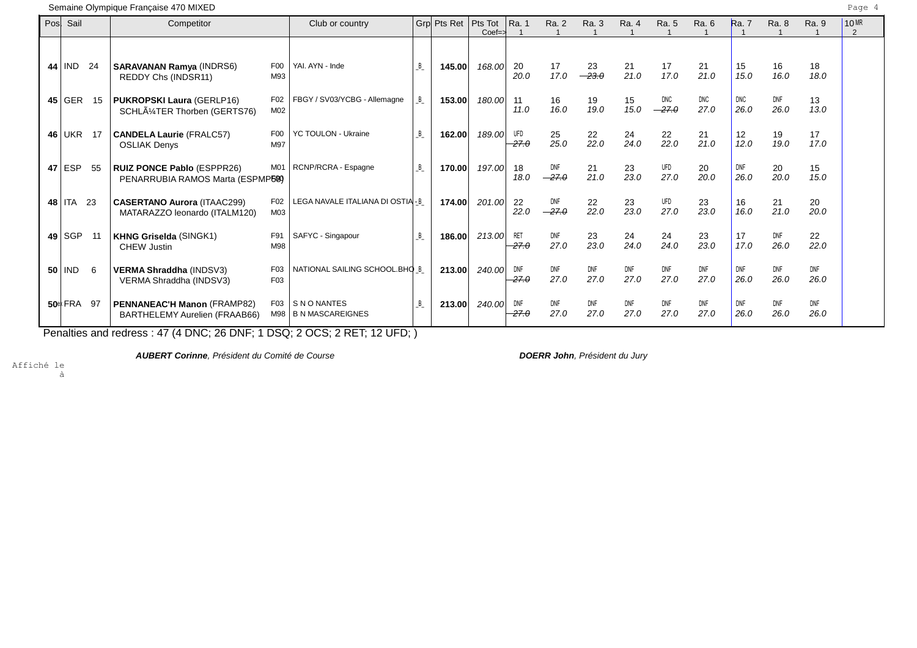Semaine Olympique Française 470 MIXED

| Pos | Sail | Competitor | | Club or country | Grp | Pts Ret | Pts Tot Coef=> | Ra. 1 1 | Ra. 2 1 | Ra. 3 1 | Ra. 4 1 | Ra. 5 1 | Ra. 6 1 | Ra. 7 1 | Ra. 8 1 | Ra. 9 1 | 10 MR 2 |
|---|---|---|---|---|---|---|---|---|---|---|---|---|---|---|---|---|---|
| **44** | IND 24 | **SARAVANAN Ramya** (INDRS6) REDDY Chs (INDSR11) | F00 M93 | YAI. AYN - Inde | _B_ | **145.00** | *168.00* | 20 *20.0* | 17 *17.0* | 23 ~~*23.0*~~ | 21 *21.0* | 17 *17.0* | 21 *21.0* | 15 *15.0* | 16 *16.0* | 18 *18.0* | |
| **45** | GER 15 | **PUKROPSKI Laura** (GERLP16) SCHLÃ¼TER Thorben (GERTS76) | F02 M02 | FBGY / SV03/YCBG - Allemagne | _B_ | **153.00** | *180.00* | 11 *11.0* | 16 *16.0* | 19 *19.0* | 15 *15.0* | DNC ~~*27.0*~~ | DNC *27.0* | DNC *26.0* | DNF *26.0* | 13 *13.0* | |
| **46** | UKR 17 | **CANDELA Laurie** (FRALC57) OSLIAK Denys | F00 M97 | YC TOULON - Ukraine | _B_ | **162.00** | *189.00* | UFD ~~*27.0*~~ | 25 *25.0* | 22 *22.0* | 24 *24.0* | 22 *22.0* | 21 *21.0* | 12 *12.0* | 19 *19.0* | 17 *17.0* | |
| **47** | ESP 55 | **RUIZ PONCE Pablo** (ESPPR26) PENARRUBIA RAMOS Marta (ESPMP59) | M01 F00 | RCNP/RCRA - Espagne | _B_ | **170.00** | *197.00* | 18 *18.0* | DNF ~~*27.0*~~ | 21 *21.0* | 23 *23.0* | UFD *27.0* | 20 *20.0* | DNF *26.0* | 20 *20.0* | 15 *15.0* | |
| **48** | ITA 23 | **CASERTANO Aurora** (ITAAC299) MATARAZZO leonardo (ITALM120) | F02 M03 | LEGA NAVALE ITALIANA DI OSTIA - | _B_ | **174.00** | *201.00* | 22 *22.0* | DNF ~~*27.0*~~ | 22 *22.0* | 23 *23.0* | UFD *27.0* | 23 *23.0* | 16 *16.0* | 21 *21.0* | 20 *20.0* | |
| **49** | SGP 11 | **KHNG Griselda** (SINGK1) CHEW Justin | F91 M98 | SAFYC - Singapour | _B_ | **186.00** | *213.00* | RET ~~*27.0*~~ | DNF *27.0* | 23 *23.0* | 24 *24.0* | 24 *24.0* | 23 *23.0* | 17 *17.0* | DNF *26.0* | 22 *22.0* | |
| **50** | IND 6 | **VERMA Shraddha** (INDSV3) VERMA Shraddha (INDSV3) | F03 F03 | NATIONAL SAILING SCHOOL.BHO | _B_ | **213.00** | *240.00* | DNF ~~*27.0*~~ | DNF *27.0* | DNF *27.0* | DNF *27.0* | DNF *27.0* | DNF *27.0* | DNF *26.0* | DNF *26.0* | DNF *26.0* | |
| **50**ex | FRA 97 | **PENNANEAC'H Manon** (FRAMP82) BARTHELEMY Aurelien (FRAAB66) | F03 M98 | S N O NANTES B N MASCAREIGNES | _B_ | **213.00** | *240.00* | DNF ~~*27.0*~~ | DNF *27.0* | DNF *27.0* | DNF *27.0* | DNF *27.0* | DNF *27.0* | DNF *26.0* | DNF *26.0* | DNF *26.0* | |

Penalties and redress : 47 (4 DNC; 26 DNF; 1 DSQ; 2 OCS; 2 RET; 12 UFD; )

***AUBERT Corinne**, Président du Comité de Course*

***DOERR John**, Président du Jury*

Affiché le
à